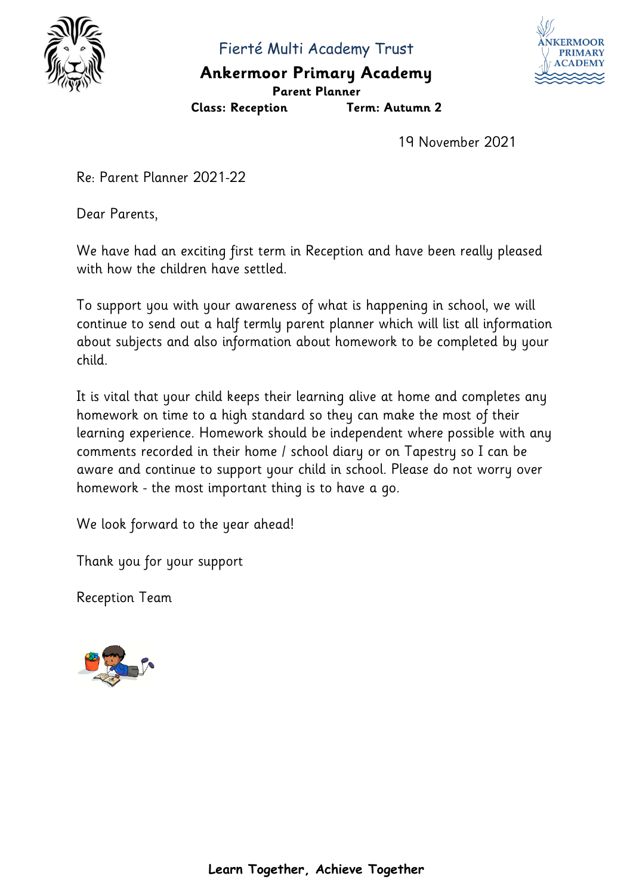Fierté Multi Academy Trust

# Ankermoor Primary Academy

**Parent Planner**

**Class: Reception** **Term: Autumn 2**

19 November 2021

Re: Parent Planner 2021-22

Dear Parents,

We have had an exciting first term in Reception and have been really pleased with how the children have settled.

To support you with your awareness of what is happening in school, we will continue to send out a half termly parent planner which will list all information about subjects and also information about homework to be completed by your child.

It is vital that your child keeps their learning alive at home and completes any homework on time to a high standard so they can make the most of their learning experience. Homework should be independent where possible with any comments recorded in their home / school diary or on Tapestry so I can be aware and continue to support your child in school. Please do not worry over homework - the most important thing is to have a go.

We look forward to the year ahead!

Thank you for your support

Reception Team

**Learn Together, Achieve Together**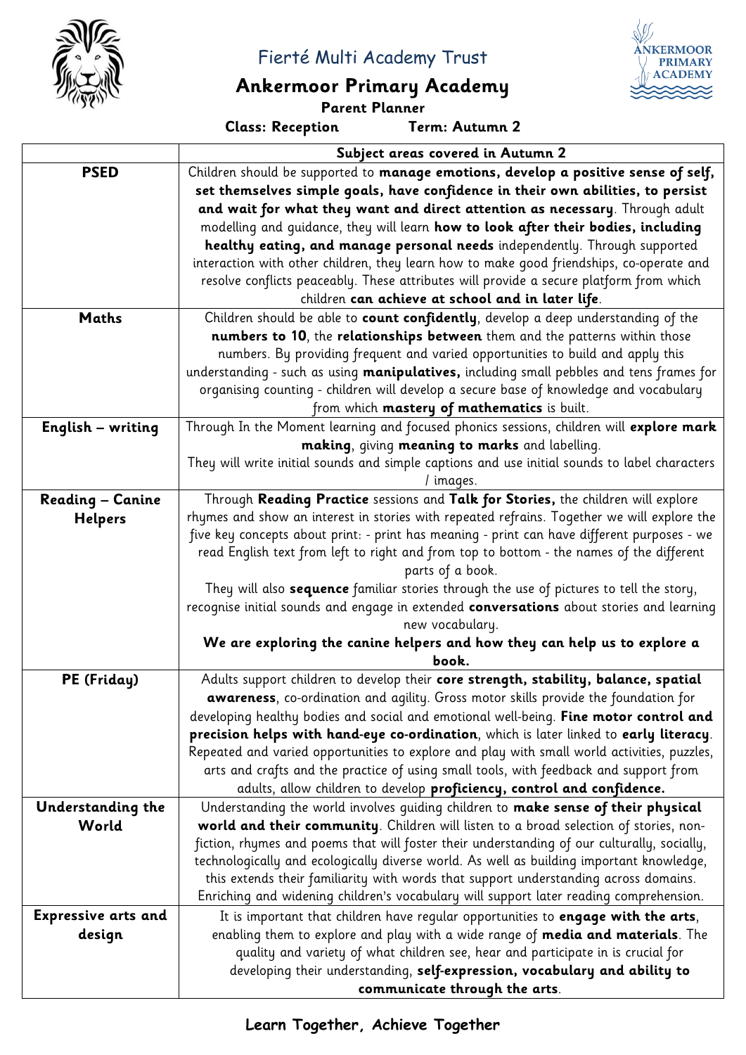Fierté Multi Academy Trust

# Ankermoor Primary Academy

**Parent Planner**

**Class: Reception** **Term: Autumn 2**

| | **Subject areas covered in Autumn 2** |
|---|---|
| **PSED** | Children should be supported to **manage emotions, develop a positive sense of self, set themselves simple goals, have confidence in their own abilities, to persist and wait for what they want and direct attention as necessary**. Through adult modelling and guidance, they will learn **how to look after their bodies, including healthy eating, and manage personal needs** independently. Through supported interaction with other children, they learn how to make good friendships, co-operate and resolve conflicts peaceably. These attributes will provide a secure platform from which children **can achieve at school and in later life**. |
| **Maths** | Children should be able to **count confidently**, develop a deep understanding of the **numbers to 10**, the **relationships between** them and the patterns within those numbers. By providing frequent and varied opportunities to build and apply this understanding - such as using **manipulatives,** including small pebbles and tens frames for organising counting - children will develop a secure base of knowledge and vocabulary from which **mastery of mathematics** is built. |
| **English – writing** | Through In the Moment learning and focused phonics sessions, children will **explore mark making**, giving **meaning to marks** and labelling.<br>They will write initial sounds and simple captions and use initial sounds to label characters / images. |
| **Reading – Canine Helpers** | Through **Reading Practice** sessions and **Talk for Stories,** the children will explore rhymes and show an interest in stories with repeated refrains. Together we will explore the five key concepts about print: - print has meaning - print can have different purposes - we read English text from left to right and from top to bottom - the names of the different parts of a book.<br>They will also **sequence** familiar stories through the use of pictures to tell the story, recognise initial sounds and engage in extended **conversations** about stories and learning new vocabulary.<br>**We are exploring the canine helpers and how they can help us to explore a book.** |
| **PE (Friday)** | Adults support children to develop their **core strength, stability, balance, spatial awareness**, co-ordination and agility. Gross motor skills provide the foundation for developing healthy bodies and social and emotional well-being. **Fine motor control and precision helps with hand-eye co-ordination**, which is later linked to **early literacy**. Repeated and varied opportunities to explore and play with small world activities, puzzles, arts and crafts and the practice of using small tools, with feedback and support from adults, allow children to develop **proficiency, control and confidence.** |
| **Understanding the World** | Understanding the world involves guiding children to **make sense of their physical world and their community**. Children will listen to a broad selection of stories, non-fiction, rhymes and poems that will foster their understanding of our culturally, socially, technologically and ecologically diverse world. As well as building important knowledge, this extends their familiarity with words that support understanding across domains. Enriching and widening children's vocabulary will support later reading comprehension. |
| **Expressive arts and design** | It is important that children have regular opportunities to **engage with the arts**, enabling them to explore and play with a wide range of **media and materials**. The quality and variety of what children see, hear and participate in is crucial for developing their understanding, **self-expression, vocabulary and ability to communicate through the arts**. |

**Learn Together, Achieve Together**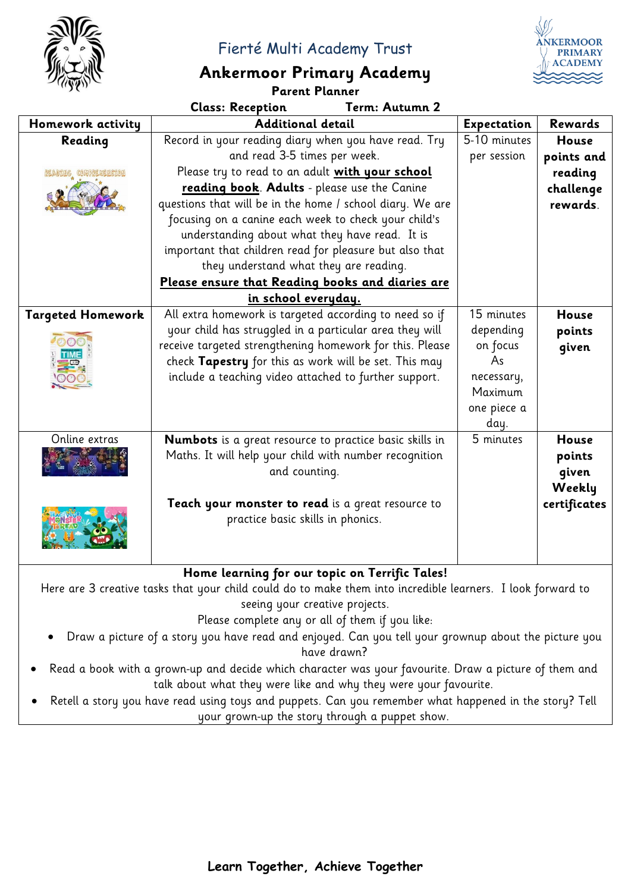# Fierté Multi Academy Trust

## Ankermoor Primary Academy

**Parent Planner**

**Class: Reception** **Term: Autumn 2**

| Homework activity | Additional detail | Expectation | Rewards |
|---|---|---|---|
| **Reading** | Record in your reading diary when you have read. Try and read 3-5 times per week. Please try to read to an adult **with your school reading book**. **Adults** - please use the Canine questions that will be in the home / school diary. We are focusing on a canine each week to check your child's understanding about what they have read. It is important that children read for pleasure but also that they understand what they are reading. **Please ensure that Reading books and diaries are in school everyday.** | 5-10 minutes per session | **House points and reading challenge rewards.** |
| **Targeted Homework** | All extra homework is targeted according to need so if your child has struggled in a particular area they will receive targeted strengthening homework for this. Please check **Tapestry** for this as work will be set. This may include a teaching video attached to further support. | 15 minutes depending on focus As necessary, Maximum one piece a day. | **House points given** |
| Online extras | **Numbots** is a great resource to practice basic skills in Maths. It will help your child with number recognition and counting. **Teach your monster to read** is a great resource to practice basic skills in phonics. | 5 minutes | **House points given Weekly certificates** |

**Home learning for our topic on Terrific Tales!**

Here are 3 creative tasks that your child could do to make them into incredible learners. I look forward to seeing your creative projects.

Please complete any or all of them if you like:

- Draw a picture of a story you have read and enjoyed. Can you tell your grownup about the picture you have drawn?
- Read a book with a grown-up and decide which character was your favourite. Draw a picture of them and talk about what they were like and why they were your favourite.
- Retell a story you have read using toys and puppets. Can you remember what happened in the story? Tell your grown-up the story through a puppet show.

**Learn Together, Achieve Together**